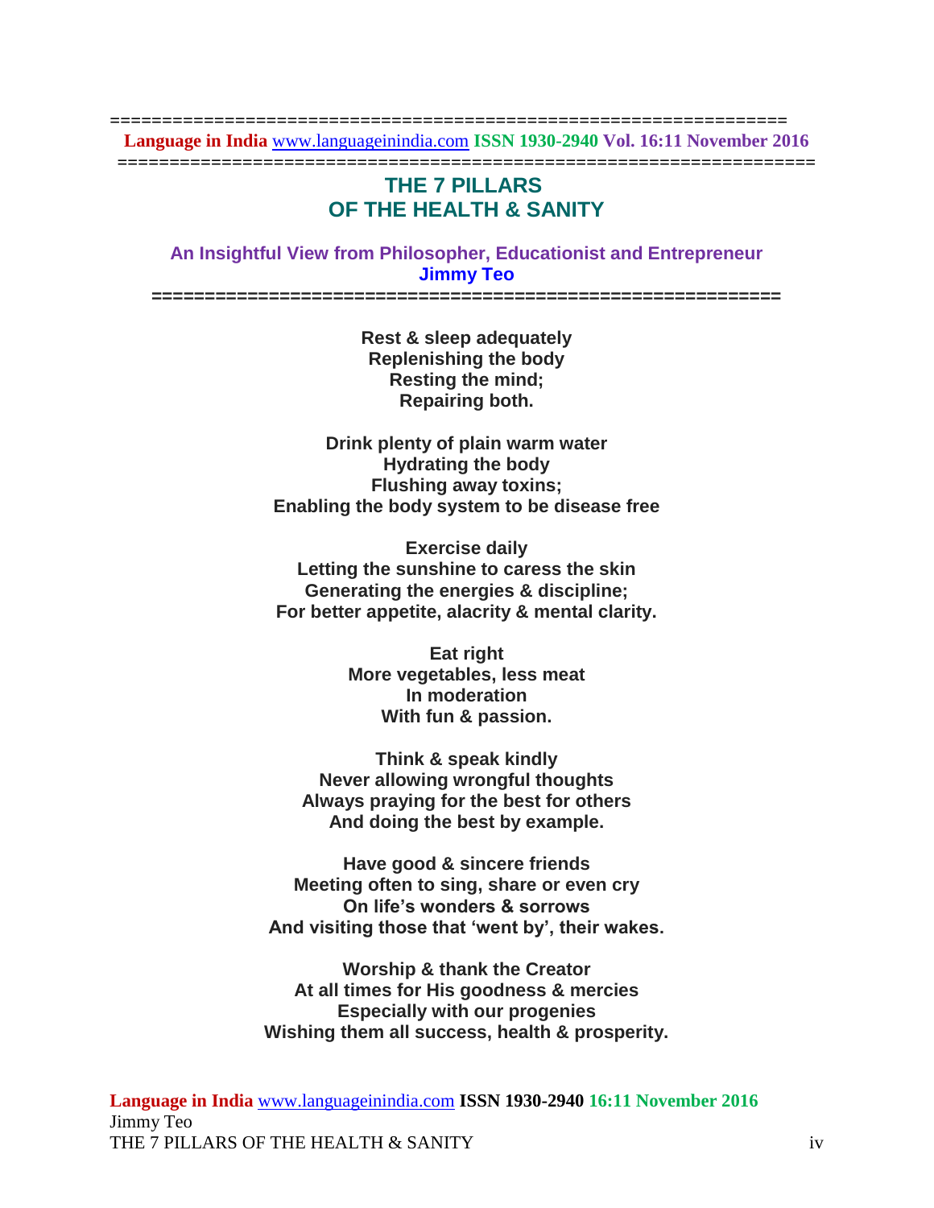# THE 7 PILLARS OF THE HEALTH & SANITY

**An Insightful View from Philosopher, Educationist and Entrepreneur**
**Jimmy Teo**

---

**Rest & sleep adequately**
**Replenishing the body**
**Resting the mind;**
**Repairing both.**

**Drink plenty of plain warm water**
**Hydrating the body**
**Flushing away toxins;**
**Enabling the body system to be disease free**

**Exercise daily**
**Letting the sunshine to caress the skin**
**Generating the energies & discipline;**
**For better appetite, alacrity & mental clarity.**

**Eat right**
**More vegetables, less meat**
**In moderation**
**With fun & passion.**

**Think & speak kindly**
**Never allowing wrongful thoughts**
**Always praying for the best for others**
**And doing the best by example.**

**Have good & sincere friends**
**Meeting often to sing, share or even cry**
**On life's wonders & sorrows**
**And visiting those that 'went by', their wakes.**

**Worship & thank the Creator**
**At all times for His goodness & mercies**
**Especially with our progenies**
**Wishing them all success, health & prosperity.**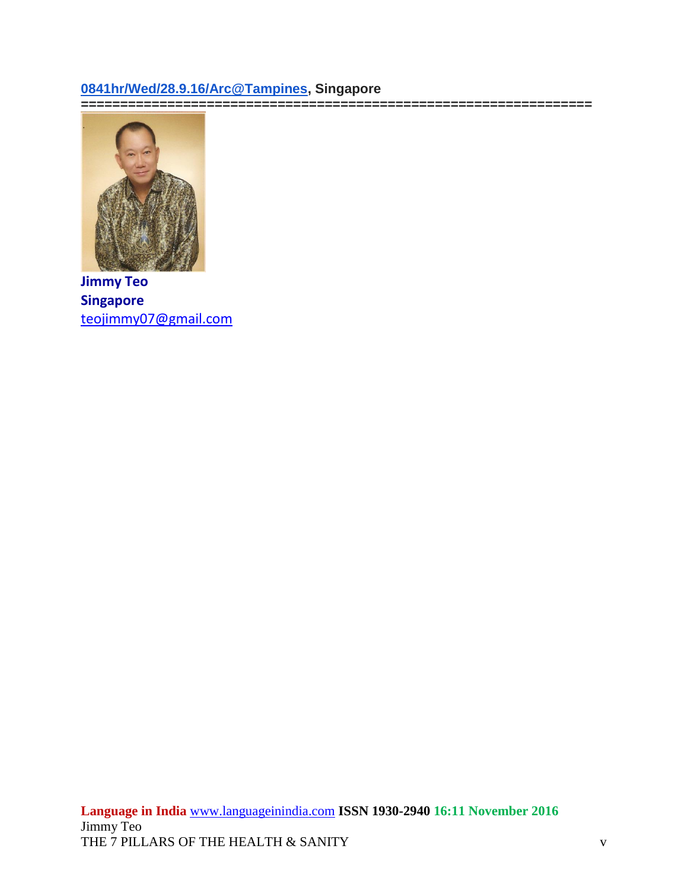0841hr/Wed/28.9.16/Arc@Tampines, Singapore

==============================================================

**Jimmy Teo**
**Singapore**
teojimmy07@gmail.com